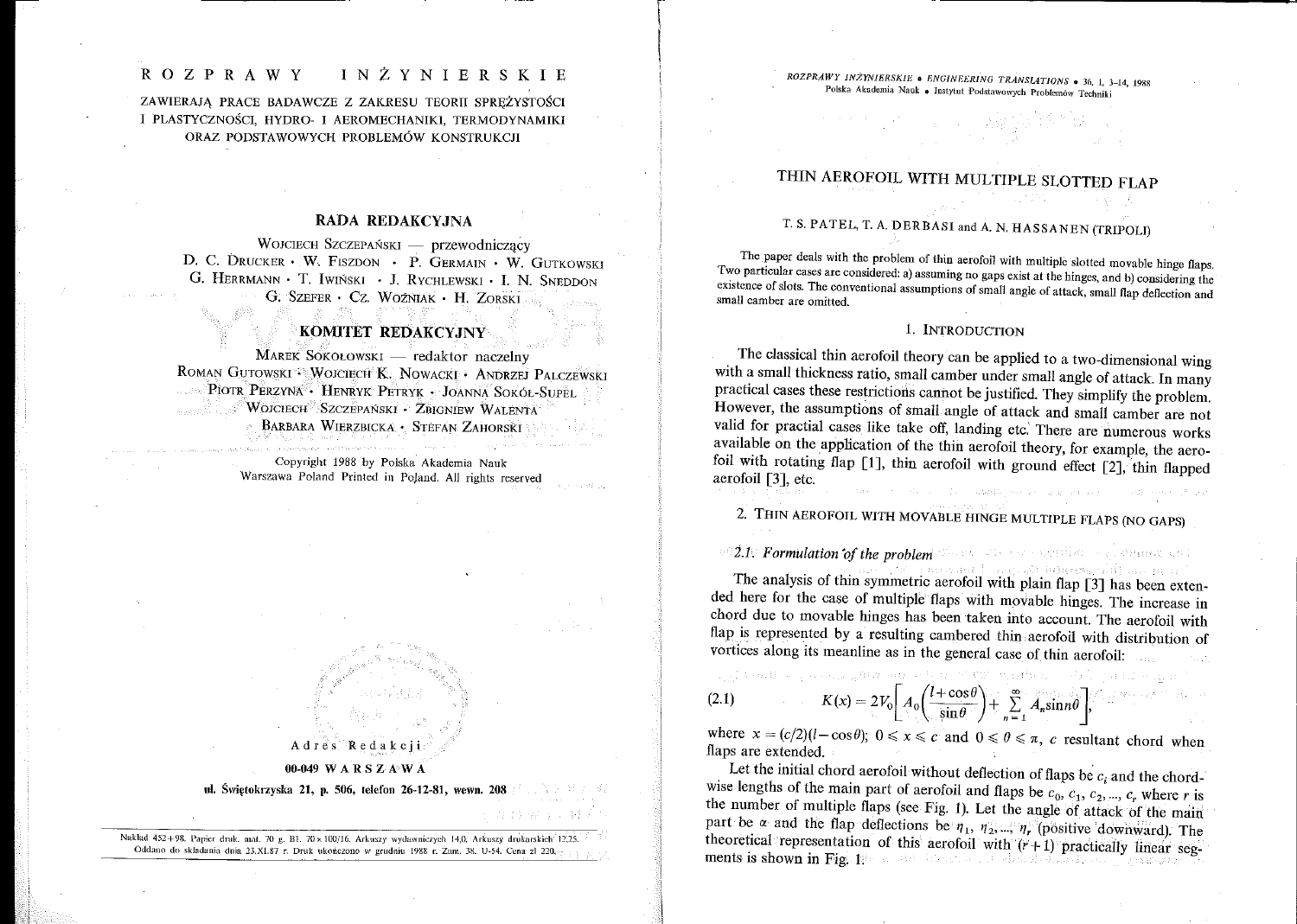# ROZPRAWY INŻYNIERSKIE

ZAWIERAJĄ PRACE BADAWCZE Z ZAKRESU TEORII SPRĘŻYSTOŚCI I PLASTYCZNOŚCI, HYDRO- I AEROMECHANIKI, TERMODYNAMIKI ORAZ PODSTAWOWYCH PROBLEMÓW KONSTRUKCJI

## RADA REDAKCYJNA

WOJCIECH SZCZEPAŃSKI — przewodniczący
D. C. DRUCKER · W. FISZDON · P. GERMAIN · W. GUTKOWSKI
G. HERRMANN · T. IWIŃSKI · J. RYCHLEWSKI · I. N. SNEDDON
G. SZEFER · CZ. WOŹNIAK · H. ZORSKI

## KOMITET REDAKCYJNY

MAREK SOKOŁOWSKI — redaktor naczelny
ROMAN GUTOWSKI · WOJCIECH K. NOWACKI · ANDRZEJ PALCZEWSKI
PIOTR PERZYNA · HENRYK PETRYK · JOANNA SOKÓŁ-SUPEL
WOJCIECH SZCZEPAŃSKI · ZBIGNIEW WALENTA
BARBARA WIERZBICKA · STEFAN ZAHORSKI

Copyright 1988 by Polska Akademia Nauk
Warszawa Poland Printed in Poland. All rights reserved

Adres Redakcji

**00-049 WARSZAWA**

**ul. Świętokrzyska 21, p. 506, telefon 26-12-81, wewn. 208**

Nakład 452+98. Papier druk. sat. 70 g. B1. 70×100/16. Arkuszy wydawniczych 14,0. Arkuszy drukarskich 12,25. Oddano do składania dnia 23.XI.87 r. Druk ukończono w grudniu 1988 r. Zam. 38. U-54. Cena zł 220,-

# THIN AEROFOIL WITH MULTIPLE SLOTTED FLAP

T. S. PATEL, T. A. DERBASI and A. N. HASSANEN (TRIPOLI)

The paper deals with the problem of thin aerofoil with multiple slotted movable hinge flaps. Two particular cases are considered: a) assuming no gaps exist at the hinges, and b) considering the existence of slots. The conventional assumptions of small angle of attack, small flap deflection and small camber are omitted.

## 1. INTRODUCTION

The classical thin aerofoil theory can be applied to a two-dimensional wing with a small thickness ratio, small camber under small angle of attack. In many practical cases these restrictions cannot be justified. They simplify the problem. However, the assumptions of small angle of attack and small camber are not valid for practial cases like take off, landing etc. There are numerous works available on the application of the thin aerofoil theory, for example, the aerofoil with rotating flap [1], thin aerofoil with ground effect [2], thin flapped aerofoil [3], etc.

## 2. THIN AEROFOIL WITH MOVABLE HINGE MULTIPLE FLAPS (NO GAPS)

### 2.1. *Formulation of the problem*

The analysis of thin symmetric aerofoil with plain flap [3] has been extended here for the case of multiple flaps with movable hinges. The increase in chord due to movable hinges has been taken into account. The aerofoil with flap is represented by a resulting cambered thin aerofoil with distribution of vortices along its meanline as in the general case of thin aerofoil:

$$K(x) = 2V_0\left[A_0\left(\frac{l+\cos\theta}{\sin\theta}\right) + \sum_{n=1}^{\infty} A_n \sin n\theta\right], \tag{2.1}$$

where $x = (c/2)(l-\cos\theta)$; $0 \leqslant x \leqslant c$ and $0 \leqslant \theta \leqslant \pi$, $c$ resultant chord when flaps are extended.

Let the initial chord aerofoil without deflection of flaps be $c_i$ and the chordwise lengths of the main part of aerofoil and flaps be $c_0, c_1, c_2, ..., c_r$ where $r$ is the number of multiple flaps (see Fig. 1). Let the angle of attack of the main part be $\alpha$ and the flap deflections be $\eta_1, \eta_2, ..., \eta_r$ (positive downward). The theoretical representation of this aerofoil with $(r+1)$ practically linear segments is shown in Fig. 1.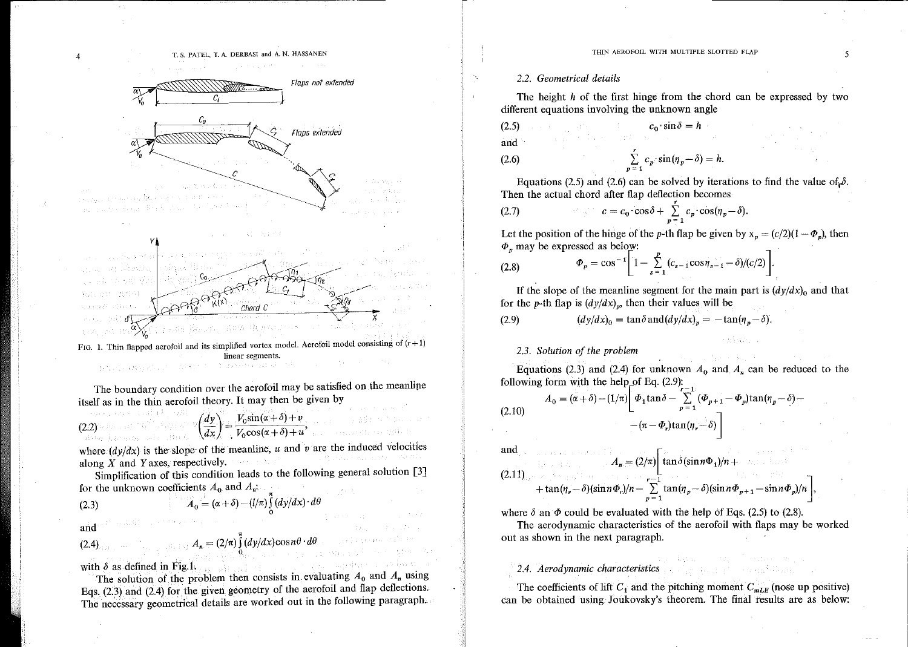FIG. 1. Thin flapped aerofoil and its simplified vortex model. Aerofoil model consisting of $(r+1)$ linear segments.

The boundary condition over the aerofoil may be satisfied on the meanline itself as in the thin aerofoil theory. It may then be given by

$$\left(\frac{dy}{dx}\right) = \frac{V_0 \sin(\alpha+\delta)+v}{V_0 \cos(\alpha+\delta)+u}, \tag{2.2}$$

where $(dy/dx)$ is the slope of the meanline, $u$ and $v$ are the induced velocities along $X$ and $Y$ axes, respectively.

Simplification of this condition leads to the following general solution [3] for the unknown coefficients $A_0$ and $A_n$:

$$A_0 = (\alpha+\delta) - (l/\pi)\int_0^{\pi} (dy/dx)\cdot d\theta \tag{2.3}$$

and

$$A_n = (2/\pi)\int_0^{\pi} (dy/dx)\cos n\theta \cdot d\theta \tag{2.4}$$

with $\delta$ as defined in Fig. 1.

The solution of the problem then consists in evaluating $A_0$ and $A_n$ using Eqs. (2.3) and (2.4) for the given geometry of the aerofoil and flap deflections. The necessary geometrical details are worked out in the following paragraph.

### 2.2. Geometrical details

The height $h$ of the first hinge from the chord can be expressed by two different equations involving the unknown angle

$$c_0 \cdot \sin\delta = h \tag{2.5}$$

and

$$\sum_{p=1}^{r} c_p \cdot \sin(\eta_p - \delta) = h. \tag{2.6}$$

Equations (2.5) and (2.6) can be solved by iterations to find the value of $\delta$. Then the actual chord after flap deflection becomes

$$c = c_0 \cdot \cos\delta + \sum_{p=1}^{r} c_p \cdot \cos(\eta_p - \delta). \tag{2.7}$$

Let the position of the hinge of the $p$-th flap be given by $x_p = (c/2)(1-\Phi_p)$, then $\Phi_p$ may be expressed as below:

$$\Phi_p = \cos^{-1}\left[1 - \sum_{s=1}^{p} (c_{s-1}\cos\eta_{s-1} - \delta)/(c/2)\right]. \tag{2.8}$$

If the slope of the meanline segment for the main part is $(dy/dx)_0$ and that for the $p$-th flap is $(dy/dx)_p$, then their values will be

$$(dy/dx)_0 = \tan\delta \text{ and } (dy/dx)_p = -\tan(\eta_p - \delta). \tag{2.9}$$

### 2.3. Solution of the problem

Equations (2.3) and (2.4) for unknown $A_0$ and $A_n$ can be reduced to the following form with the help of Eq. (2.9):

$$A_0 = (\alpha+\delta) - (1/\pi)\left[\Phi_1 \tan\delta - \sum_{p=1}^{r-1} (\Phi_{p+1} - \Phi_p)\tan(\eta_p - \delta) - (\pi - \Phi_r)\tan(\eta_r - \delta)\right] \tag{2.10}$$

and

$$A_n = (2/\pi)\left[\tan\delta(\sin n\Phi_1)/n + \tan(\eta_r - \delta)(\sin n\Phi_r)/n - \sum_{p=1}^{r-1} \tan(\eta_p - \delta)(\sin n\Phi_{p+1} - \sin n\Phi_p)/n\right], \tag{2.11}$$

where $\delta$ an $\Phi$ could be evaluated with the help of Eqs. (2.5) to (2.8).

The aerodynamic characteristics of the aerofoil with flaps may be worked out as shown in the next paragraph.

### 2.4. Aerodynamic characteristics

The coefficients of lift $C_l$ and the pitching moment $C_{mLE}$ (nose up positive) can be obtained using Joukovsky's theorem. The final results are as below: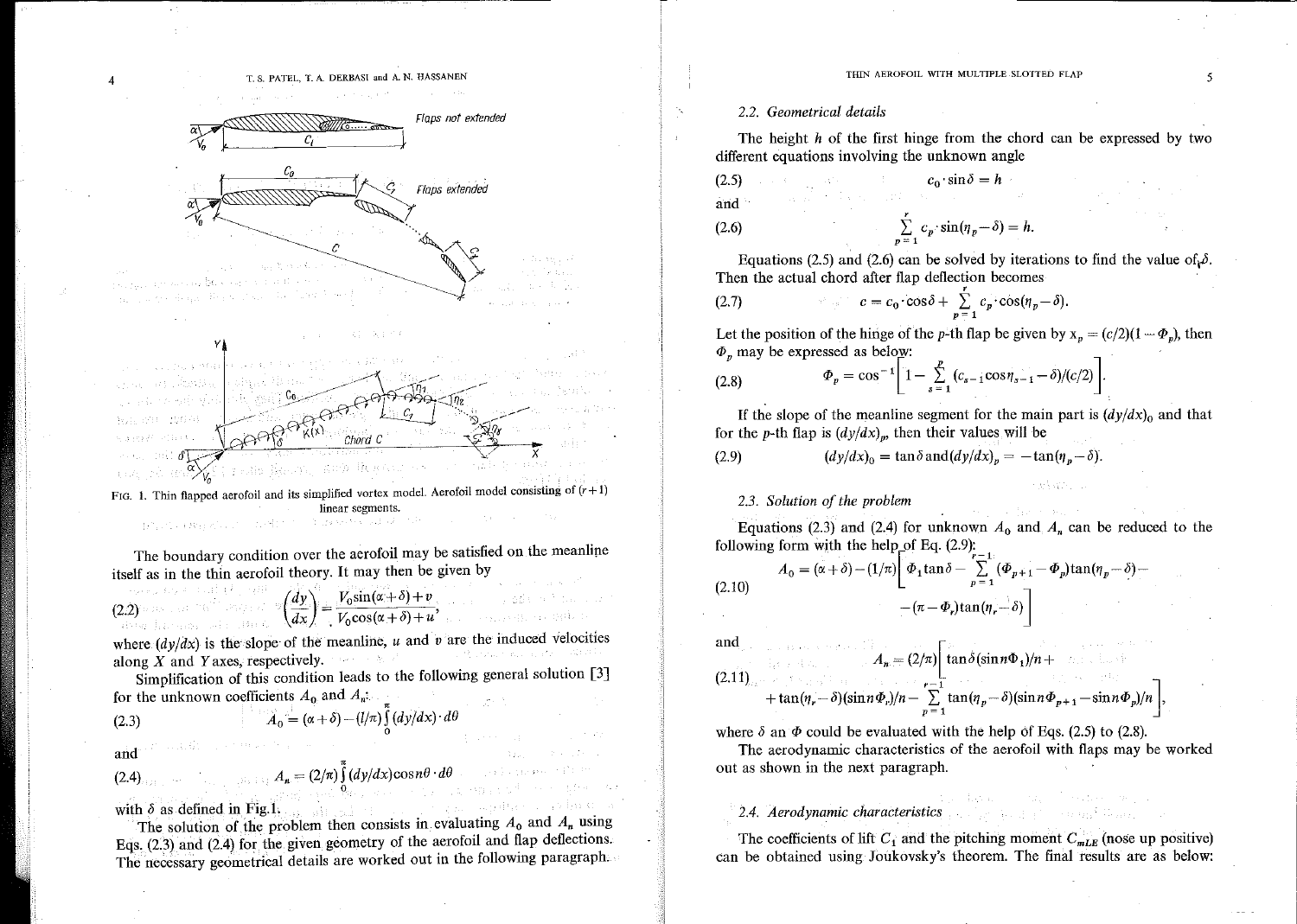FIG. 1. Thin flapped aerofoil and its simplified vortex model. Aerofoil model consisting of $(r+1)$ linear segments.

The boundary condition over the aerofoil may be satisfied on the meanline itself as in the thin aerofoil theory. It may then be given by

$$\left(\frac{dy}{dx}\right) = \frac{V_0 \sin(\alpha+\delta)+v}{V_0 \cos(\alpha+\delta)+u}, \tag{2.2}$$

where $(dy/dx)$ is the slope of the meanline, $u$ and $v$ are the induced velocities along $X$ and $Y$ axes, respectively.

Simplification of this condition leads to the following general solution [3] for the unknown coefficients $A_0$ and $A_n$:

$$A_0 = (\alpha+\delta) - (l/\pi)\int_0^{\pi} (dy/dx)\cdot d\theta \tag{2.3}$$

and

$$A_n = (2/\pi)\int_0^{\pi} (dy/dx)\cos n\theta \cdot d\theta \tag{2.4}$$

with $\delta$ as defined in Fig. 1.

The solution of the problem then consists in evaluating $A_0$ and $A_n$ using Eqs. (2.3) and (2.4) for the given geometry of the aerofoil and flap deflections. The necessary geometrical details are worked out in the following paragraph.

### 2.2. Geometrical details

The height $h$ of the first hinge from the chord can be expressed by two different equations involving the unknown angle

$$c_0 \cdot \sin\delta = h \tag{2.5}$$

and

$$\sum_{p=1}^{r} c_p \cdot \sin(\eta_p - \delta) = h. \tag{2.6}$$

Equations (2.5) and (2.6) can be solved by iterations to find the value of $\delta$. Then the actual chord after flap deflection becomes

$$c = c_0 \cdot \cos\delta + \sum_{p=1}^{r} c_p \cdot \cos(\eta_p - \delta). \tag{2.7}$$

Let the position of the hinge of the $p$-th flap be given by $x_p = (c/2)(1-\Phi_p)$, then $\Phi_p$ may be expressed as below:

$$\Phi_p = \cos^{-1}\left[1 - \sum_{s=1}^{p} (c_{s-1}\cos\eta_{s-1} - \delta)/(c/2)\right]. \tag{2.8}$$

If the slope of the meanline segment for the main part is $(dy/dx)_0$ and that for the $p$-th flap is $(dy/dx)_p$, then their values will be

$$(dy/dx)_0 = \tan\delta \text{ and } (dy/dx)_p = -\tan(\eta_p - \delta). \tag{2.9}$$

### 2.3. Solution of the problem

Equations (2.3) and (2.4) for unknown $A_0$ and $A_n$ can be reduced to the following form with the help of Eq. (2.9):

$$A_0 = (\alpha+\delta) - (1/\pi)\Big[\Phi_1 \tan\delta - \sum_{p=1}^{r-1} (\Phi_{p+1} - \Phi_p)\tan(\eta_p - \delta) - (\pi - \Phi_r)\tan(\eta_r - \delta)\Big] \tag{2.10}$$

and

$$A_n = (2/\pi)\Big[\tan\delta(\sin n\Phi_1)/n + \tan(\eta_r - \delta)(\sin n\Phi_r)/n - \sum_{p=1}^{r-1} \tan(\eta_p - \delta)(\sin n\Phi_{p+1} - \sin n\Phi_p)/n\Big], \tag{2.11}$$

where $\delta$ an $\Phi$ could be evaluated with the help of Eqs. (2.5) to (2.8).

The aerodynamic characteristics of the aerofoil with flaps may be worked out as shown in the next paragraph.

### 2.4. Aerodynamic characteristics

The coefficients of lift $C_l$ and the pitching moment $C_{mLE}$ (nose up positive) can be obtained using Joukovsky's theorem. The final results are as below: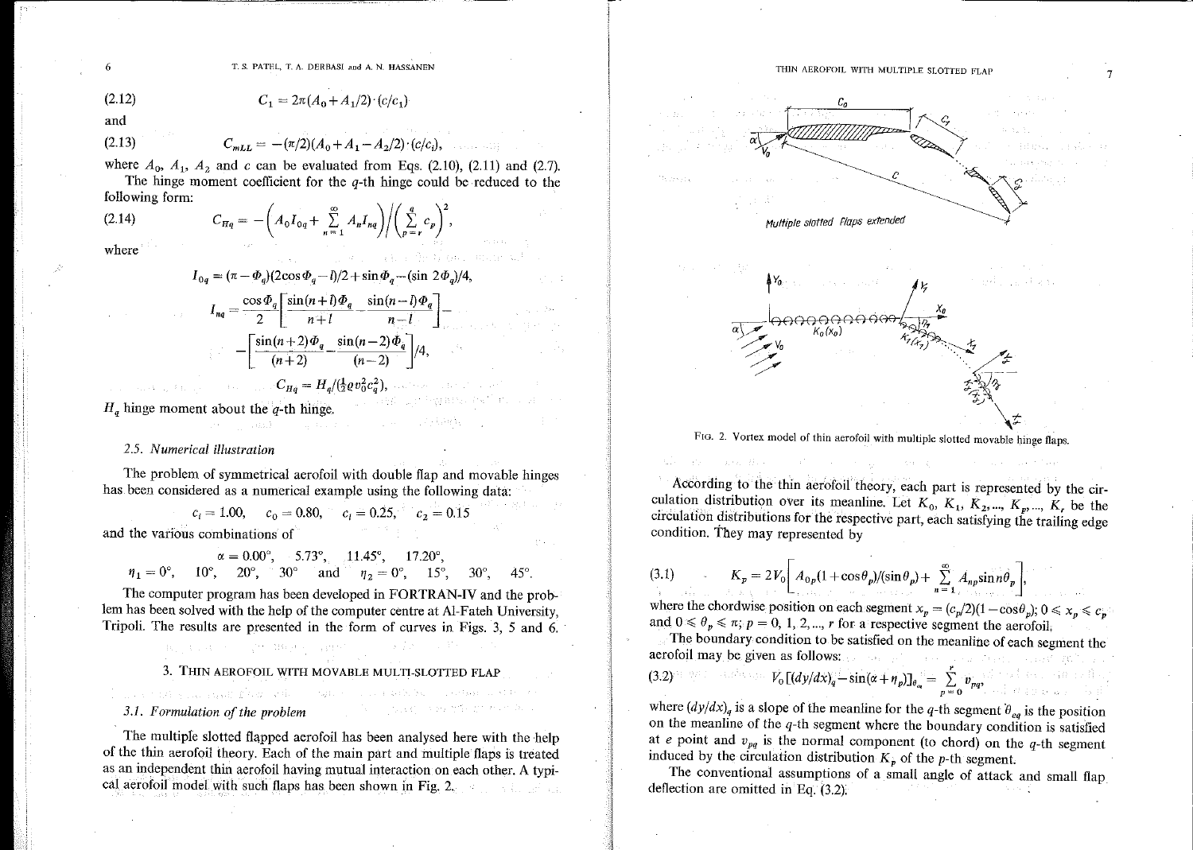(2.12) $$C_l = 2\pi(A_0 + A_1/2)\cdot(c/c_l)$$

and

(2.13) $$C_{mLL} = -(\pi/2)(A_0 + A_1 - A_2/2)\cdot(c/c_l),$$

where $A_0$, $A_1$, $A_2$ and $c$ can be evaluated from Eqs. (2.10), (2.11) and (2.7).

The hinge moment coefficient for the $q$-th hinge could be reduced to the following form:

(2.14) $$C_{Hq} = -\left(A_0 I_{0q} + \sum_{n=1}^{\infty} A_n I_{nq}\right)\Bigg/\left(\sum_{p=r}^{q} c_p\right)^2,$$

where

$$I_{0q} = (\pi - \Phi_q)(2\cos\Phi_q - l)/2 + \sin\Phi_q - (\sin 2\Phi_q)/4,$$

$$I_{nq} = \frac{\cos\Phi_q}{2}\left[\frac{\sin(n+l)\Phi_q}{n+l} - \frac{\sin(n-l)\Phi_q}{n-l}\right] - \left[\frac{\sin(n+2)\Phi_q}{(n+2)} - \frac{\sin(n-2)\Phi_q}{(n-2)}\right]\Bigg/4,$$

$$C_{Hq} = H_q/(\tfrac{1}{2}\varrho v_0^2 c_q^2),$$

$H_q$ hinge moment about the $q$-th hinge.

### 2.5. Numerical illustration

The problem of symmetrical aerofoil with double flap and movable hinges has been considered as a numerical example using the following data:

$$c_i = 1.00, \quad c_0 = 0.80, \quad c_l = 0.25, \quad c_2 = 0.15$$

and the various combinations of

$$\alpha = 0.00°, \quad 5.73°, \quad 11.45°, \quad 17.20°,$$

$$\eta_1 = 0°, \quad 10°, \quad 20°, \quad 30° \quad \text{and} \quad \eta_2 = 0°, \quad 15°, \quad 30°, \quad 45°.$$

The computer program has been developed in FORTRAN-IV and the problem has been solved with the help of the computer centre at Al-Fateh University, Tripoli. The results are presented in the form of curves in Figs. 3, 5 and 6.

## 3. Thin aerofoil with movable multi-slotted flap

### 3.1. Formulation of the problem

The multiple slotted flapped aerofoil has been analysed here with the help of the thin aerofoil theory. Each of the main part and multiple flaps is treated as an independent thin aerofoil having mutual interaction on each other. A typical aerofoil model with such flaps has been shown in Fig. 2.

Multiple slotted flaps extended

FIG. 2. Vortex model of thin aerofoil with multiple slotted movable hinge flaps.

According to the thin aerofoil theory, each part is represented by the circulation distribution over its meanline. Let $K_0, K_1, K_2, \ldots, K_p, \ldots, K_r$ be the circulation distributions for the respective part, each satisfying the trailing edge condition. They may represented by

(3.1) $$K_p = 2V_0\left[A_{0p}(1 + \cos\theta_p)/(\sin\theta_p) + \sum_{n=1}^{\infty} A_{np}\sin n\theta_p\right],$$

where the chordwise position on each segment $x_p = (c_p/2)(1 - \cos\theta_p)$; $0 \leqslant x_p \leqslant c_p$ and $0 \leqslant \theta_p \leqslant \pi$; $p = 0, 1, 2, \ldots, r$ for a respective segment the aerofoil.

The boundary condition to be satisfied on the meanline of each segment the aerofoil may be given as follows:

(3.2) $$V_0[(dy/dx)_q - \sin(\alpha + \eta_p)]_{\theta_{eq}} = \sum_{p=0}^{r} v_{pq},$$

where $(dy/dx)_q$ is a slope of the meanline for the $q$-th segment $\theta_{eq}$ is the position on the meanline of the $q$-th segment where the boundary condition is satisfied at $e$ point and $v_{pq}$ is the normal component (to chord) on the $q$-th segment induced by the circulation distribution $K_p$ of the $p$-th segment.

The conventional assumptions of a small angle of attack and small flap deflection are omitted in Eq. (3.2):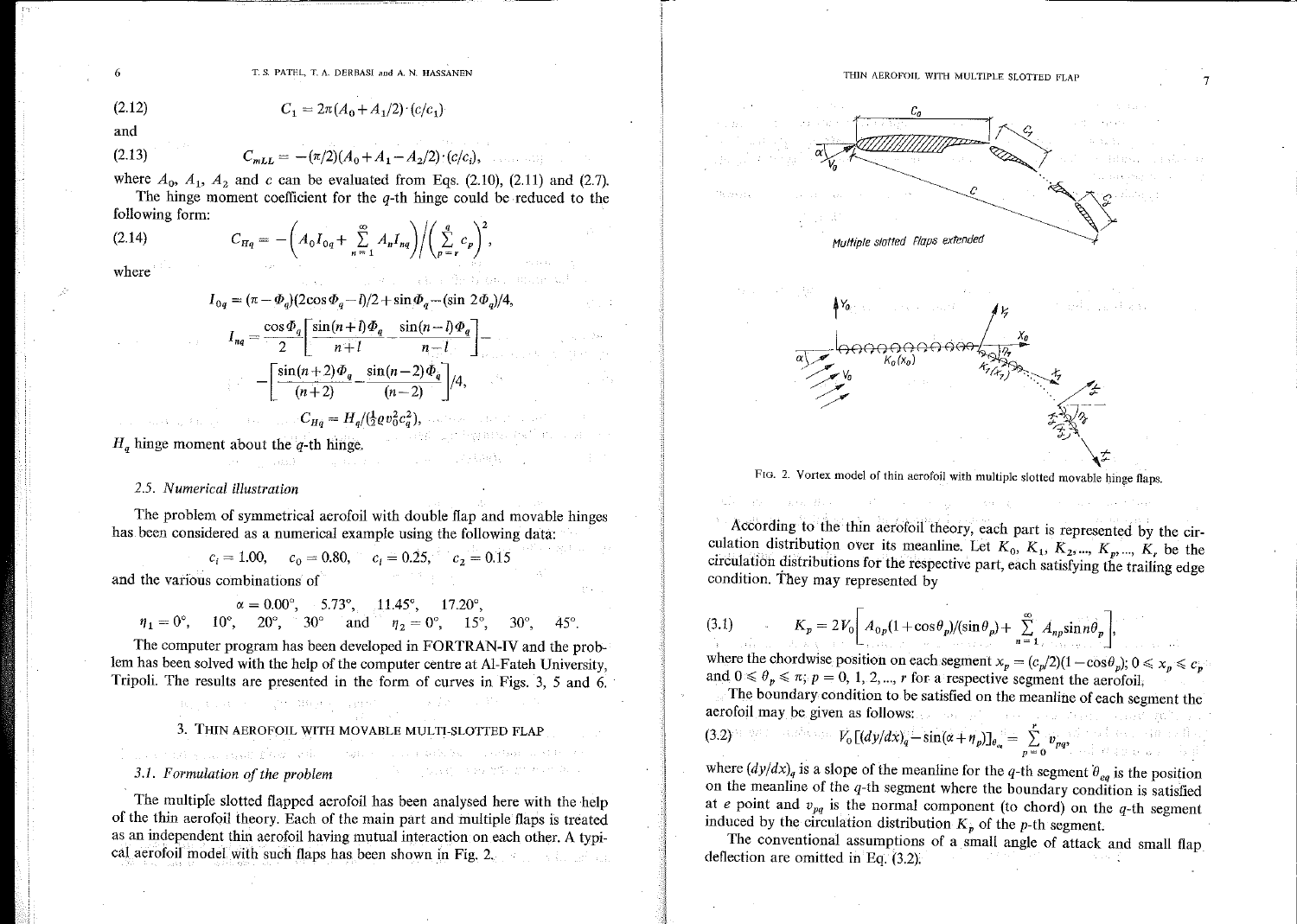(2.12)
$$C_l = 2\pi(A_0 + A_1/2)\cdot(c/c_i)$$

and

(2.13)
$$C_{mLL} = -(\pi/2)(A_0 + A_1 - A_2/2)\cdot(c/c_i),$$

where $A_0$, $A_1$, $A_2$ and $c$ can be evaluated from Eqs. (2.10), (2.11) and (2.7).

The hinge moment coefficient for the $q$-th hinge could be reduced to the following form:

(2.14)
$$C_{Hq} = -\left(A_0 I_{0q} + \sum_{n=1}^{\infty} A_n I_{nq}\right)\Big/\left(\sum_{p=r}^{q} c_p\right)^2,$$

where

$$I_{0q} = (\pi - \Phi_q)(2\cos\Phi_q - l)/2 + \sin\Phi_q - (\sin 2\Phi_q)/4,$$

$$I_{nq} = \frac{\cos\Phi_q}{2}\left[\frac{\sin(n+l)\Phi_q}{n+l} - \frac{\sin(n-l)\Phi_q}{n-l}\right] - \left[\frac{\sin(n+2)\Phi_q}{(n+2)} - \frac{\sin(n-2)\Phi_q}{(n-2)}\right]\Big/4,$$

$$C_{Hq} = H_q/(\tfrac{1}{2}\varrho v_0^2 c_q^2),$$

$H_q$ hinge moment about the $q$-th hinge.

### 2.5. Numerical illustration

The problem of symmetrical aerofoil with double flap and movable hinges has been considered as a numerical example using the following data:

$$c_i = 1.00, \quad c_0 = 0.80, \quad c_l = 0.25, \quad c_2 = 0.15$$

and the various combinations of

$$\alpha = 0.00°, \quad 5.73°, \quad 11.45°, \quad 17.20°,$$

$$\eta_1 = 0°, \quad 10°, \quad 20°, \quad 30° \quad \text{and} \quad \eta_2 = 0°, \quad 15°, \quad 30°, \quad 45°.$$

The computer program has been developed in FORTRAN-IV and the problem has been solved with the help of the computer centre at Al-Fateh University, Tripoli. The results are presented in the form of curves in Figs. 3, 5 and 6.

## 3. Thin aerofoil with movable multi-slotted flap

### 3.1. Formulation of the problem

The multiple slotted flapped aerofoil has been analysed here with the help of the thin aerofoil theory. Each of the main part and multiple flaps is treated as an independent thin aerofoil having mutual interaction on each other. A typical aerofoil model with such flaps has been shown in Fig. 2.

Multiple slotted flaps extended

FIG. 2. Vortex model of thin aerofoil with multiple slotted movable hinge flaps.

According to the thin aerofoil theory, each part is represented by the circulation distribution over its meanline. Let $K_0, K_1, K_2, \ldots, K_p, \ldots, K_r$ be the circulation distributions for the respective part, each satisfying the trailing edge condition. They may represented by

(3.1)
$$K_p = 2V_0\left[A_{0p}(1+\cos\theta_p)/(\sin\theta_p) + \sum_{n=1}^{\infty} A_{np}\sin n\theta_p\right],$$

where the chordwise position on each segment $x_p = (c_p/2)(1-\cos\theta_p)$; $0 \leqslant x_p \leqslant c_p$ and $0 \leqslant \theta_p \leqslant \pi$; $p = 0, 1, 2, \ldots, r$ for a respective segment the aerofoil.

The boundary condition to be satisfied on the meanline of each segment the aerofoil may be given as follows:

(3.2)
$$V_0\left[(dy/dx)_q - \sin(\alpha + \eta_p)\right]_{\theta_{eq}} = \sum_{p=0}^{r} v_{pq},$$

where $(dy/dx)_q$ is a slope of the meanline for the $q$-th segment $\theta_{eq}$ is the position on the meanline of the $q$-th segment where the boundary condition is satisfied at $e$ point and $v_{pq}$ is the normal component (to chord) on the $q$-th segment induced by the circulation distribution $K_p$ of the $p$-th segment.

The conventional assumptions of a small angle of attack and small flap deflection are omitted in Eq. (3.2):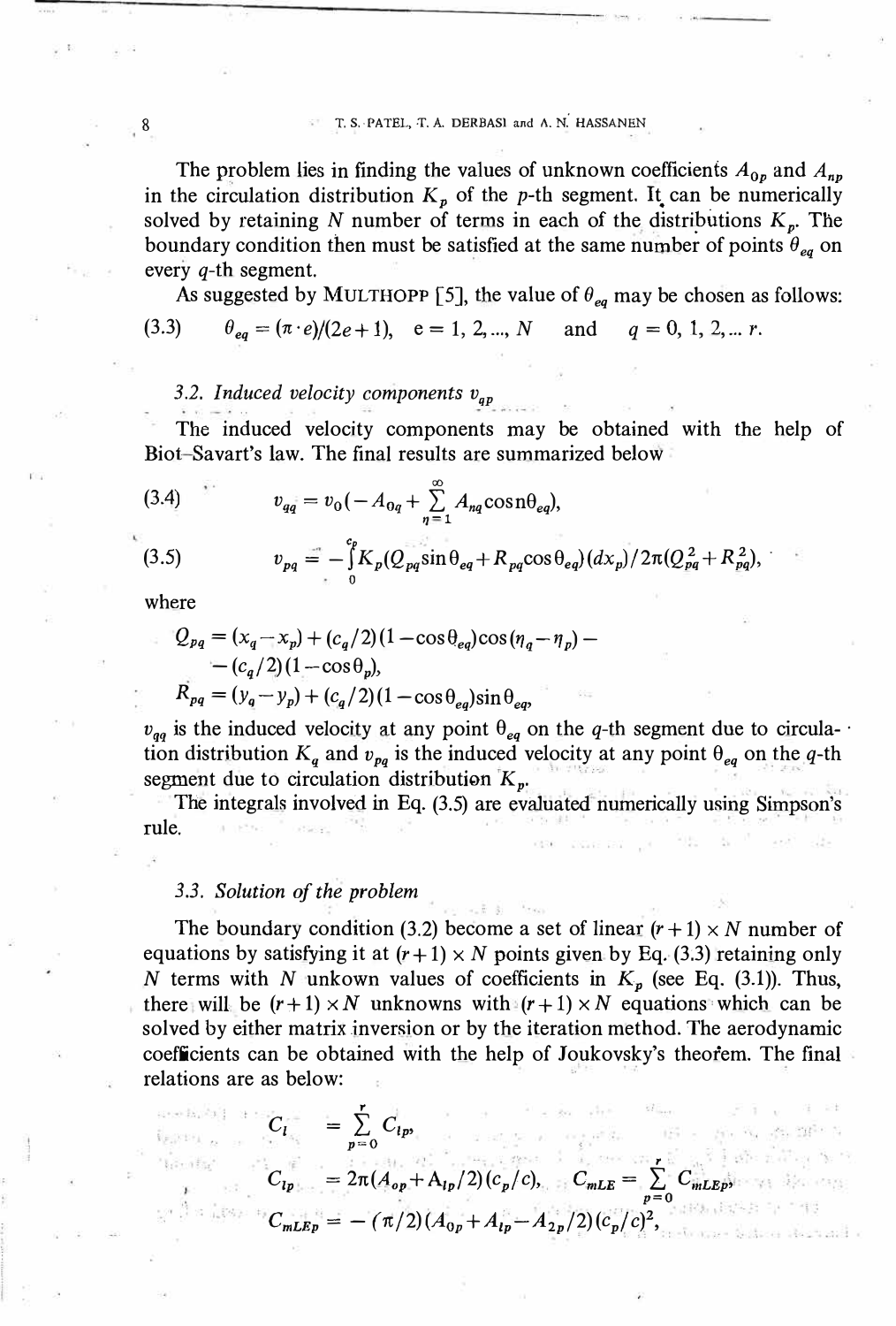The problem lies in finding the values of unknown coefficients $A_{0p}$ and $A_{np}$ in the circulation distribution $K_p$ of the $p$-th segment. It can be numerically solved by retaining $N$ number of terms in each of the distributions $K_p$. The boundary condition then must be satisfied at the same number of points $\theta_{eq}$ on every $q$-th segment.

As suggested by MULTHOPP [5], the value of $\theta_{eq}$ may be chosen as follows:

$$\theta_{eq} = (\pi \cdot e)/(2e+1), \quad e = 1, 2, ..., N \quad \text{and} \quad q = 0, 1, 2, ... r. \tag{3.3}$$

### 3.2. Induced velocity components $v_{qp}$

The induced velocity components may be obtained with the help of Biot–Savart's law. The final results are summarized below

$$v_{qq} = v_0(-A_{0q} + \sum_{\eta=1}^{\infty} A_{nq} \cos n\theta_{eq}), \tag{3.4}$$

$$v_{pq} = -\int_0^{c_p} K_p(Q_{pq} \sin\theta_{eq} + R_{pq} \cos\theta_{eq})(dx_p)/2\pi(Q_{pq}^2 + R_{pq}^2), \tag{3.5}$$

where

$$Q_{pq} = (x_q - x_p) + (c_q/2)(1 - \cos\theta_{eq})\cos(\eta_q - \eta_p) - (c_q/2)(1 - \cos\theta_p),$$

$$R_{pq} = (y_q - y_p) + (c_q/2)(1 - \cos\theta_{eq})\sin\theta_{eq},$$

$v_{qq}$ is the induced velocity at any point $\theta_{eq}$ on the $q$-th segment due to circulation distribution $K_q$ and $v_{pq}$ is the induced velocity at any point $\theta_{eq}$ on the $q$-th segment due to circulation distribution $K_p$.

The integrals involved in Eq. (3.5) are evaluated numerically using Simpson's rule.

### 3.3. Solution of the problem

The boundary condition (3.2) become a set of linear $(r+1) \times N$ number of equations by satisfying it at $(r+1) \times N$ points given by Eq. (3.3) retaining only $N$ terms with $N$ unkown values of coefficients in $K_p$ (see Eq. (3.1)). Thus, there will be $(r+1) \times N$ unknowns with $(r+1) \times N$ equations which can be solved by either matrix inversion or by the iteration method. The aerodynamic coefficients can be obtained with the help of Joukovsky's theorem. The final relations are as below:

$$C_l = \sum_{p=0}^{r} C_{lp},$$

$$C_{lp} = 2\pi(A_{op} + A_{1p}/2)(c_p/c), \quad C_{mLE} = \sum_{p=0}^{r} C_{mLEp},$$

$$C_{mLEp} = -(\pi/2)(A_{0p} + A_{1p} - A_{2p}/2)(c_p/c)^2,$$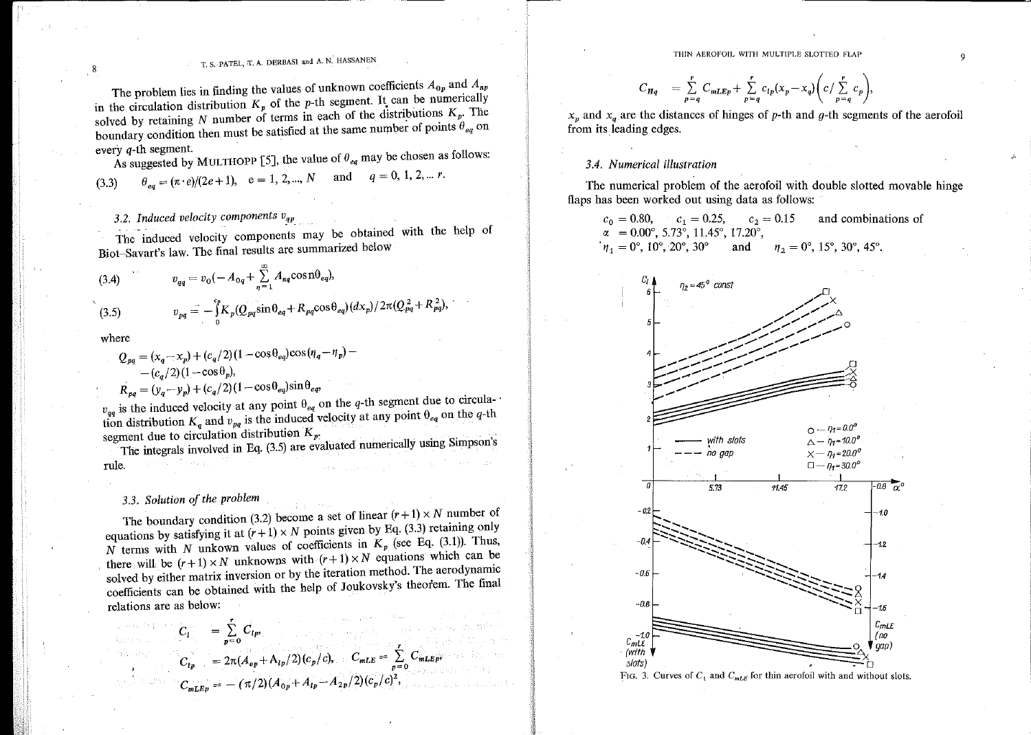The problem lies in finding the values of unknown coefficients $A_{0p}$ and $A_{np}$ in the circulation distribution $K_p$ of the $p$-th segment. It can be numerically solved by retaining $N$ number of terms in each of the distributions $K_p$. The boundary condition then must be satisfied at the same number of points $\theta_{eq}$ on every $q$-th segment.

As suggested by MULTHOPP [5], the value of $\theta_{eq}$ may be chosen as follows:

$$\theta_{eq} = (\pi \cdot e)/(2e+1), \quad e = 1, 2, ..., N \quad \text{and} \quad q = 0, 1, 2, ... r. \tag{3.3}$$

### 3.2. Induced velocity components $v_{qp}$

The induced velocity components may be obtained with the help of Biot–Savart's law. The final results are summarized below

$$v_{qq} = v_0\left(-A_{0q} + \sum_{n=1}^{\infty} A_{nq}\cos n\theta_{eq}\right), \tag{3.4}$$

$$v_{pq} = -\int_0^{c_p} K_p(Q_{pq}\sin\theta_{eq} + R_{pq}\cos\theta_{eq})(dx_p)/2\pi(Q_{pq}^2 + R_{pq}^2), \tag{3.5}$$

where

$$Q_{pq} = (x_q - x_p) + (c_q/2)(1-\cos\theta_{eq})\cos(\eta_q - \eta_p) - (c_q/2)(1-\cos\theta_p),$$

$$R_{pq} = (y_q - y_p) + (c_q/2)(1-\cos\theta_{eq})\sin\theta_{eq},$$

$v_{qq}$ is the induced velocity at any point $\theta_{eq}$ on the $q$-th segment due to circulation distribution $K_q$ and $v_{pq}$ is the induced velocity at any point $\theta_{eq}$ on the $q$-th segment due to circulation distribution $K_p$.

The integrals involved in Eq. (3.5) are evaluated numerically using Simpson's rule.

### 3.3. Solution of the problem

The boundary condition (3.2) become a set of linear $(r+1) \times N$ number of equations by satisfying it at $(r+1) \times N$ points given by Eq. (3.3) retaining only $N$ terms with $N$ unkown values of coefficients in $K_p$ (see Eq. (3.1)). Thus, there will be $(r+1) \times N$ unknowns with $(r+1) \times N$ equations which can be solved by either matrix inversion or by the iteration method. The aerodynamic coefficients can be obtained with the help of Joukovsky's theorem. The final relations are as below:

$$C_l = \sum_{p=0}^{r} C_{lp},$$

$$C_{lp} = 2\pi(A_{0p} + A_{1p}/2)(c_p/c), \qquad C_{mLE} = \sum_{p=0}^{r} C_{mLEp},$$

$$C_{mLEp} = -(\pi/2)(A_{0p} + A_{1p} - A_{2p}/2)(c_p/c)^2,$$

$$C_{Hq} = \sum_{p=q}^{r} C_{mLEp} + \sum_{p=q}^{r} c_{lp}(x_p - x_q)\left(c / \sum_{p=q}^{r} c_p\right),$$

$x_p$ and $x_q$ are the distances of hinges of $p$-th and $q$-th segments of the aerofoil from its leading edges.

### 3.4. Numerical illustration

The numerical problem of the aerofoil with double slotted movable hinge flaps has been worked out using data as follows:

$c_0 = 0.80, \quad c_1 = 0.25, \quad c_2 = 0.15$ and combinations of
$\alpha = 0.00°, 5.73°, 11.45°, 17.20°,$
$\eta_1 = 0°, 10°, 20°, 30°$ and $\eta_2 = 0°, 15°, 30°, 45°.$

FIG. 3. Curves of $C_l$ and $C_{mLE}$ for thin aerofoil with and without slots.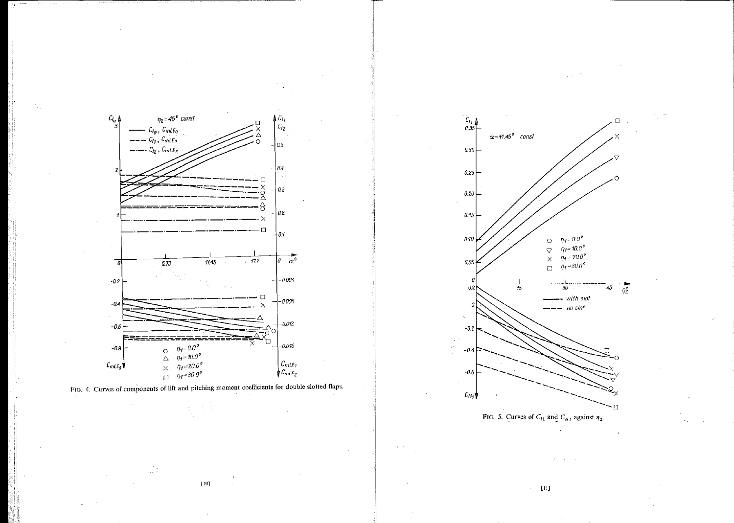FIG. 4. Curves of components of lift and pitching moment coefficients for double slotted flaps.

FIG. 5. Curves of $C_{l1}$ and $C_{H1}$ against $\eta_2$.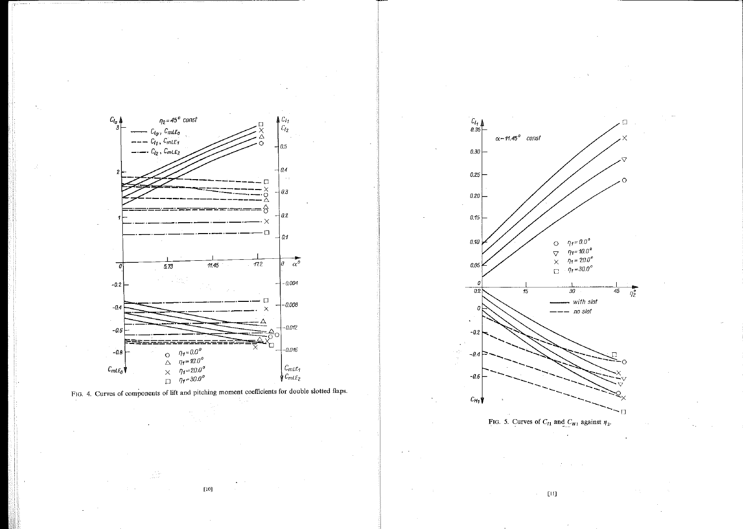FIG. 4. Curves of components of lift and pitching moment coefficients for double slotted flaps.

FIG. 5. Curves of $C_{l1}$ and $C_{H1}$ against $\eta_2$.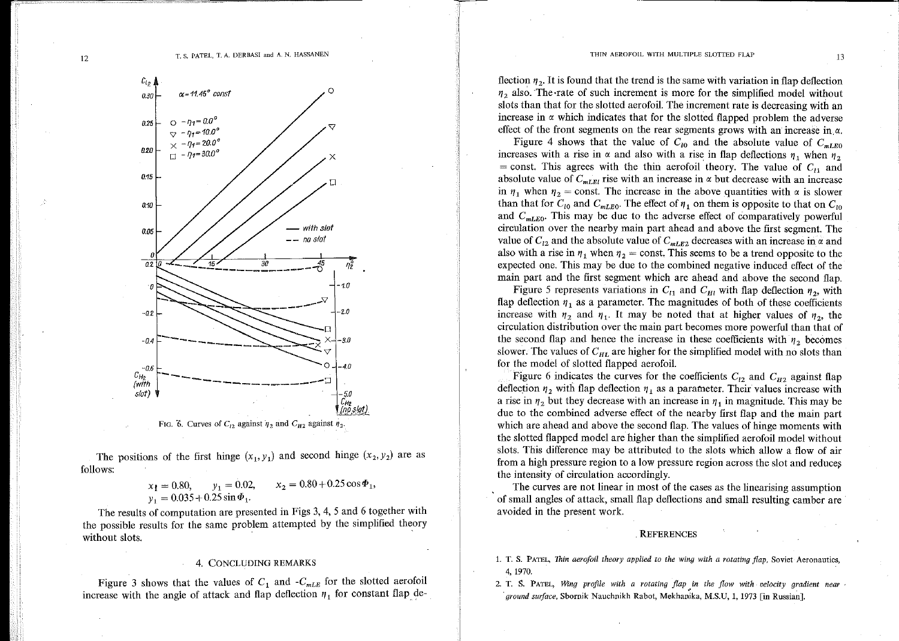FIG. 6. Curves of $C_{l2}$ against $\eta_2$ and $C_{H2}$ against $\eta_2$.

The positions of the first hinge $(x_1, y_1)$ and second hinge $(x_2, y_2)$ are as follows:

$$x_1 = 0.80, \qquad y_1 = 0.02, \qquad x_2 = 0.80 + 0.25\cos\Phi_1,$$
$$y_1 = 0.035 + 0.25\sin\Phi_1.$$

The results of computation are presented in Figs 3, 4, 5 and 6 together with the possible results for the same problem attempted by the simplified theory without slots.

## 4. CONCLUDING REMARKS

Figure 3 shows that the values of $C_l$ and $-C_{mLE}$ for the slotted aerofoil increase with the angle of attack and flap deflection $\eta_1$ for constant flap deflection $\eta_2$. It is found that the trend is the same with variation in flap deflection $\eta_2$ also. The rate of such increment is more for the simplified model without slots than that for the slotted aerofoil. The increment rate is decreasing with an increase in $\alpha$ which indicates that for the slotted flapped problem the adverse effect of the front segments on the rear segments grows with an increase in $\alpha$.

Figure 4 shows that the value of $C_{l0}$ and the absolute value of $C_{mLE0}$ increases with a rise in $\alpha$ and also with a rise in flap deflections $\eta_1$ when $\eta_2 = \text{const}$. This agrees with the thin aerofoil theory. The value of $C_{l1}$ and absolute value of $C_{mLE1}$ rise with an increase in $\alpha$ but decrease with an increase in $\eta_1$ when $\eta_2 = \text{const}$. The increase in the above quantities with $\alpha$ is slower than that for $C_{l0}$ and $C_{mLE0}$. The effect of $\eta_1$ on them is opposite to that on $C_{l0}$ and $C_{mLE0}$. This may be due to the adverse effect of comparatively powerful circulation over the nearby main part ahead and above the first segment. The value of $C_{l2}$ and the absolute value of $C_{mLE2}$ decreases with an increase in $\alpha$ and also with a rise in $\eta_1$ when $\eta_2 = \text{const}$. This seems to be a trend opposite to the expected one. This may be due to the combined negative induced effect of the main part and the first segment which are ahead and above the second flap.

Figure 5 represents variations in $C_{l1}$ and $C_{H1}$ with flap deflection $\eta_2$, with flap deflection $\eta_1$ as a parameter. The magnitudes of both of these coefficients increase with $\eta_2$ and $\eta_1$. It may be noted that at higher values of $\eta_2$, the circulation distribution over the main part becomes more powerful than that of the second flap and hence the increase in these coefficients with $\eta_2$ becomes slower. The values of $C_{HL}$ are higher for the simplified model with no slots than for the model of slotted flapped aerofoil.

Figure 6 indicates the curves for the coefficients $C_{l2}$ and $C_{H2}$ against flap deflection $\eta_2$ with flap deflection $\eta_1$ as a parameter. Their values increase with a rise in $\eta_2$ but they decrease with an increase in $\eta_1$ in magnitude. This may be due to the combined adverse effect of the nearby first flap and the main part which are ahead and above the second flap. The values of hinge moments with the slotted flapped model are higher than the simplified aerofoil model without slots. This difference may be attributed to the slots which allow a flow of air from a high pressure region to a low pressure region across the slot and reduces the intensity of circulation accordingly.

The curves are not linear in most of the cases as the linearising assumption of small angles of attack, small flap deflections and small resulting camber are avoided in the present work.

## REFERENCES

1. T. S. PATEL, *Thin aerofoil theory applied to the wing with a rotating flap*, Soviet Aeronautics, 4, 1970.
2. T. S. PATEL, *Wing profile with a rotating flap in the flow with velocity gradient near ground surface*, Sbornik Nauchnikh Rabot, Mekhanika, M.S.U, 1, 1973 [in Russian].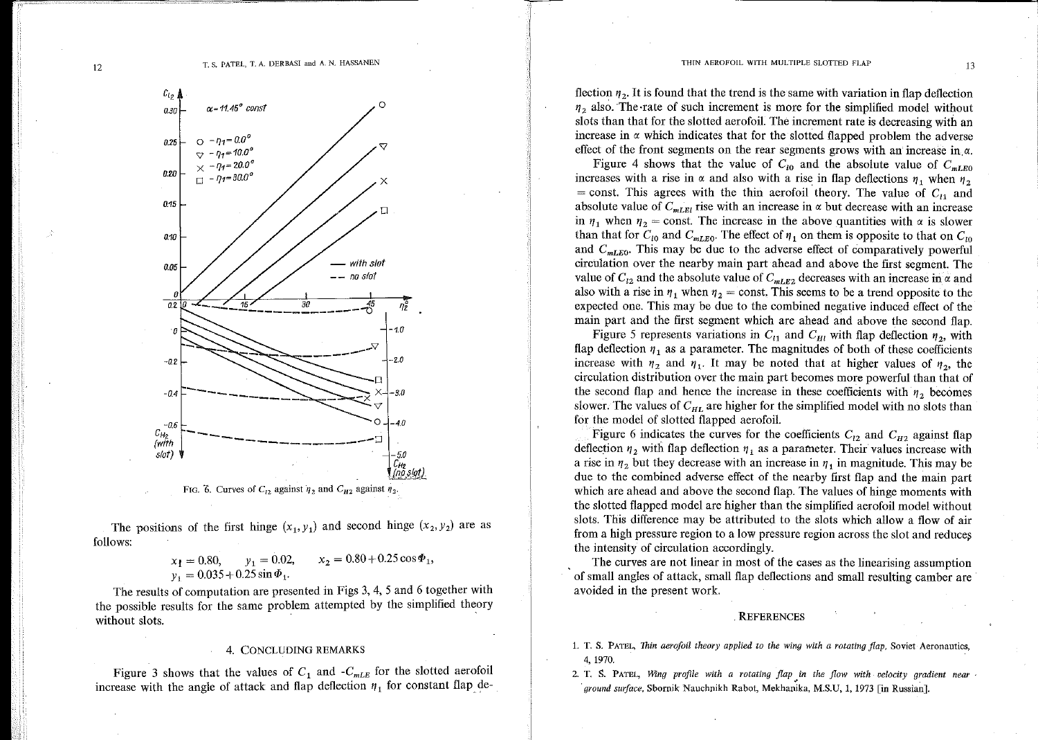FIG. 6. Curves of $C_{l2}$ against $\eta_2$ and $C_{H2}$ against $\eta_2$.

The positions of the first hinge $(x_1, y_1)$ and second hinge $(x_2, y_2)$ are as follows:

$$x_1 = 0.80, \quad y_1 = 0.02, \quad x_2 = 0.80 + 0.25\cos\Phi_1,$$
$$y_1 = 0.035 + 0.25\sin\Phi_1.$$

The results of computation are presented in Figs 3, 4, 5 and 6 together with the possible results for the same problem attempted by the simplified theory without slots.

## 4. CONCLUDING REMARKS

Figure 3 shows that the values of $C_1$ and $-C_{mLE}$ for the slotted aerofoil increase with the angle of attack and flap deflection $\eta_1$ for constant flap deflection $\eta_2$. It is found that the trend is the same with variation in flap deflection $\eta_2$ also. The rate of such increment is more for the simplified model without slots than that for the slotted aerofoil. The increment rate is decreasing with an increase in $\alpha$ which indicates that for the slotted flapped problem the adverse effect of the front segments on the rear segments grows with an increase in $\alpha$.

Figure 4 shows that the value of $C_{l0}$ and the absolute value of $C_{mLE0}$ increases with a rise in $\alpha$ and also with a rise in flap deflections $\eta_1$ when $\eta_2$ = const. This agrees with the thin aerofoil theory. The value of $C_{l1}$ and absolute value of $C_{mLE1}$ rise with an increase in $\alpha$ but decrease with an increase in $\eta_1$ when $\eta_2$ = const. The increase in the above quantities with $\alpha$ is slower than that for $C_{l0}$ and $C_{mLE0}$. The effect of $\eta_1$ on them is opposite to that on $C_{l0}$ and $C_{mLE0}$. This may be due to the adverse effect of comparatively powerful circulation over the nearby main part ahead and above the first segment. The value of $C_{l2}$ and the absolute value of $C_{mLE2}$ decreases with an increase in $\alpha$ and also with a rise in $\eta_1$ when $\eta_2$ = const. This seems to be a trend opposite to the expected one. This may be due to the combined negative induced effect of the main part and the first segment which are ahead and above the second flap.

Figure 5 represents variations in $C_{l1}$ and $C_{H1}$ with flap deflection $\eta_2$, with flap deflection $\eta_1$ as a parameter. The magnitudes of both of these coefficients increase with $\eta_2$ and $\eta_1$. It may be noted that at higher values of $\eta_2$, the circulation distribution over the main part becomes more powerful than that of the second flap and hence the increase in these coefficients with $\eta_2$ becomes slower. The values of $C_{HL}$ are higher for the simplified model with no slots than for the model of slotted flapped aerofoil.

Figure 6 indicates the curves for the coefficients $C_{l2}$ and $C_{H2}$ against flap deflection $\eta_2$ with flap deflection $\eta_1$ as a parameter. Their values increase with a rise in $\eta_2$ but they decrease with an increase in $\eta_1$ in magnitude. This may be due to the combined adverse effect of the nearby first flap and the main part which are ahead and above the second flap. The values of hinge moments with the slotted flapped model are higher than the simplified aerofoil model without slots. This difference may be attributed to the slots which allow a flow of air from a high pressure region to a low pressure region across the slot and reduces the intensity of circulation accordingly.

The curves are not linear in most of the cases as the linearising assumption of small angles of attack, small flap deflections and small resulting camber are avoided in the present work.

## REFERENCES

1. T. S. PATEL, *Thin aerofoil theory applied to the wing with a rotating flap*, Soviet Aeronautics, 4, 1970.
2. T. S. PATEL, *Wing profile with a rotating flap in the flow with velocity gradient near ground surface*, Sbornik Nauchnikh Rabot, Mekhanika, M.S.U, 1, 1973 [in Russian].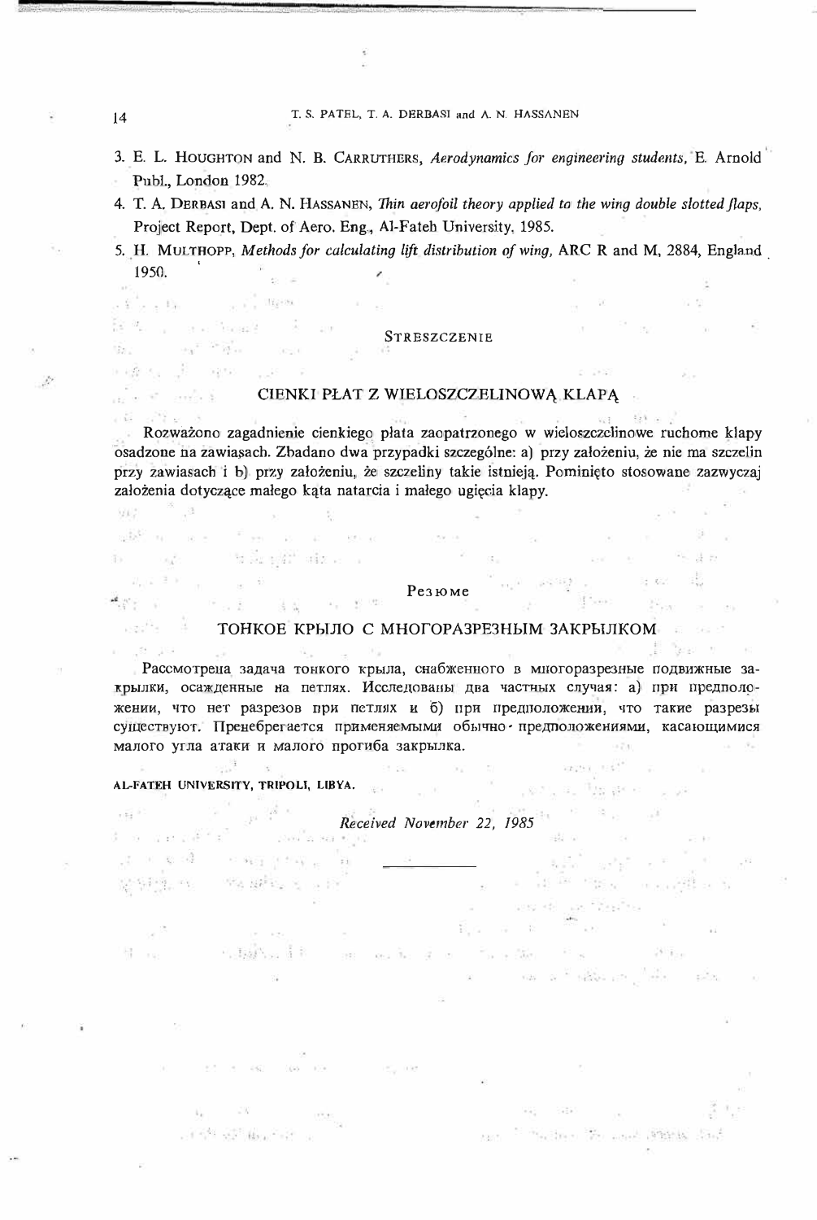3. E. L. Houghton and N. B. Carruthers, *Aerodynamics for engineering students*, E. Arnold Publ., London 1982.
4. T. A. Derbasi and A. N. Hassanen, *Thin aerofoil theory applied to the wing double slotted flaps*, Project Report, Dept. of Aero. Eng., Al-Fateh University, 1985.
5. H. Multhopp, *Methods for calculating lift distribution of wing*, ARC R and M, 2884, England 1950.

## Streszczenie

### CIENKI PŁAT Z WIELOSZCZELINOWĄ KLAPĄ

Rozważono zagadnienie cienkiego płata zaopatrzonego w wieloszczelinowe ruchome klapy osadzone na zawiasach. Zbadano dwa przypadki szczególne: a) przy założeniu, że nie ma szczelin przy zawiasach i b) przy założeniu, że szczeliny takie istnieją. Pominięto stosowane zazwyczaj założenia dotyczące małego kąta natarcia i małego ugięcia klapy.

## Резюме

### ТОНКОЕ КРЫЛО С МНОГОРАЗРЕЗНЫМ ЗАКРЫЛКОМ

Рассмотрена задача тонкого крыла, снабженного в многоразрезные подвижные закрылки, осажденные на петлях. Исследованы два частных случая: а) при предположении, что нет разрезов при петлях и б) при предположении, что такие разрезы существуют. Пренебрегается применяемыми обычно предположениями, касающимися малого угла атаки и малого прогиба закрылка.

AL-FATEH UNIVERSITY, TRIPOLI, LIBYA.

*Received November 22, 1985*